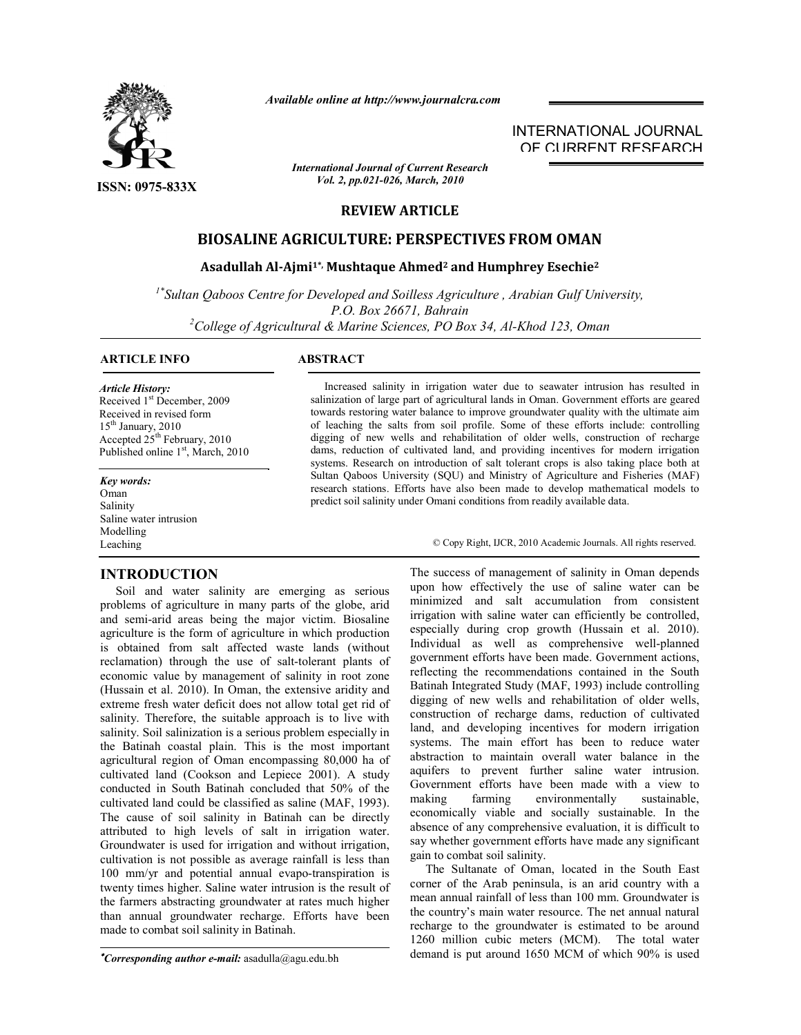*Available online at http://www.journalcra.com*

INTERNATIONAL JOURNAL OF CURRENT RESEARCH

ISSN: 0975-833X

*International Journal of Current Research*
*Vol. 2, pp.021-026, March, 2010*

**REVIEW ARTICLE**

# BIOSALINE AGRICULTURE: PERSPECTIVES FROM OMAN

**Asadullah Al-Ajmi[1*], Mushtaque Ahmed[2] and Humphrey Esechie[2]**

[1*]*Sultan Qaboos Centre for Developed and Soilless Agriculture , Arabian Gulf University, P.O. Box 26671, Bahrain*

[2]*College of Agricultural & Marine Sciences, PO Box 34, Al-Khod 123, Oman*

## ARTICLE INFO

*Article History:*
Received 1st December, 2009
Received in revised form 15th January, 2010
Accepted 25th February, 2010
Published online 1st, March, 2010

*Key words:*
Oman
Salinity
Saline water intrusion
Modelling
Leaching

## ABSTRACT

Increased salinity in irrigation water due to seawater intrusion has resulted in salinization of large part of agricultural lands in Oman. Government efforts are geared towards restoring water balance to improve groundwater quality with the ultimate aim of leaching the salts from soil profile. Some of these efforts include: controlling digging of new wells and rehabilitation of older wells, construction of recharge dams, reduction of cultivated land, and providing incentives for modern irrigation systems. Research on introduction of salt tolerant crops is also taking place both at Sultan Qaboos University (SQU) and Ministry of Agriculture and Fisheries (MAF) research stations. Efforts have also been made to develop mathematical models to predict soil salinity under Omani conditions from readily available data.

© Copy Right, IJCR, 2010 Academic Journals. All rights reserved.

## INTRODUCTION

Soil and water salinity are emerging as serious problems of agriculture in many parts of the globe, arid and semi-arid areas being the major victim. Biosaline agriculture is the form of agriculture in which production is obtained from salt affected waste lands (without reclamation) through the use of salt-tolerant plants of economic value by management of salinity in root zone (Hussain et al. 2010). In Oman, the extensive aridity and extreme fresh water deficit does not allow total get rid of salinity. Therefore, the suitable approach is to live with salinity. Soil salinization is a serious problem especially in the Batinah coastal plain. This is the most important agricultural region of Oman encompassing 80,000 ha of cultivated land (Cookson and Lepiece 2001). A study conducted in South Batinah concluded that 50% of the cultivated land could be classified as saline (MAF, 1993). The cause of soil salinity in Batinah can be directly attributed to high levels of salt in irrigation water. Groundwater is used for irrigation and without irrigation, cultivation is not possible as average rainfall is less than 100 mm/yr and potential annual evapo-transpiration is twenty times higher. Saline water intrusion is the result of the farmers abstracting groundwater at rates much higher than annual groundwater recharge. Efforts have been made to combat soil salinity in Batinah.

The success of management of salinity in Oman depends upon how effectively the use of saline water can be minimized and salt accumulation from consistent irrigation with saline water can efficiently be controlled, especially during crop growth (Hussain et al. 2010). Individual as well as comprehensive well-planned government efforts have been made. Government actions, reflecting the recommendations contained in the South Batinah Integrated Study (MAF, 1993) include controlling digging of new wells and rehabilitation of older wells, construction of recharge dams, reduction of cultivated land, and developing incentives for modern irrigation systems. The main effort has been to reduce water abstraction to maintain overall water balance in the aquifers to prevent further saline water intrusion. Government efforts have been made with a view to making farming environmentally sustainable, economically viable and socially sustainable. In the absence of any comprehensive evaluation, it is difficult to say whether government efforts have made any significant gain to combat soil salinity.

The Sultanate of Oman, located in the South East corner of the Arab peninsula, is an arid country with a mean annual rainfall of less than 100 mm. Groundwater is the country's main water resource. The net annual natural recharge to the groundwater is estimated to be around 1260 million cubic meters (MCM). The total water demand is put around 1650 MCM of which 90% is used

*Corresponding author e-mail: asadulla@agu.edu.bh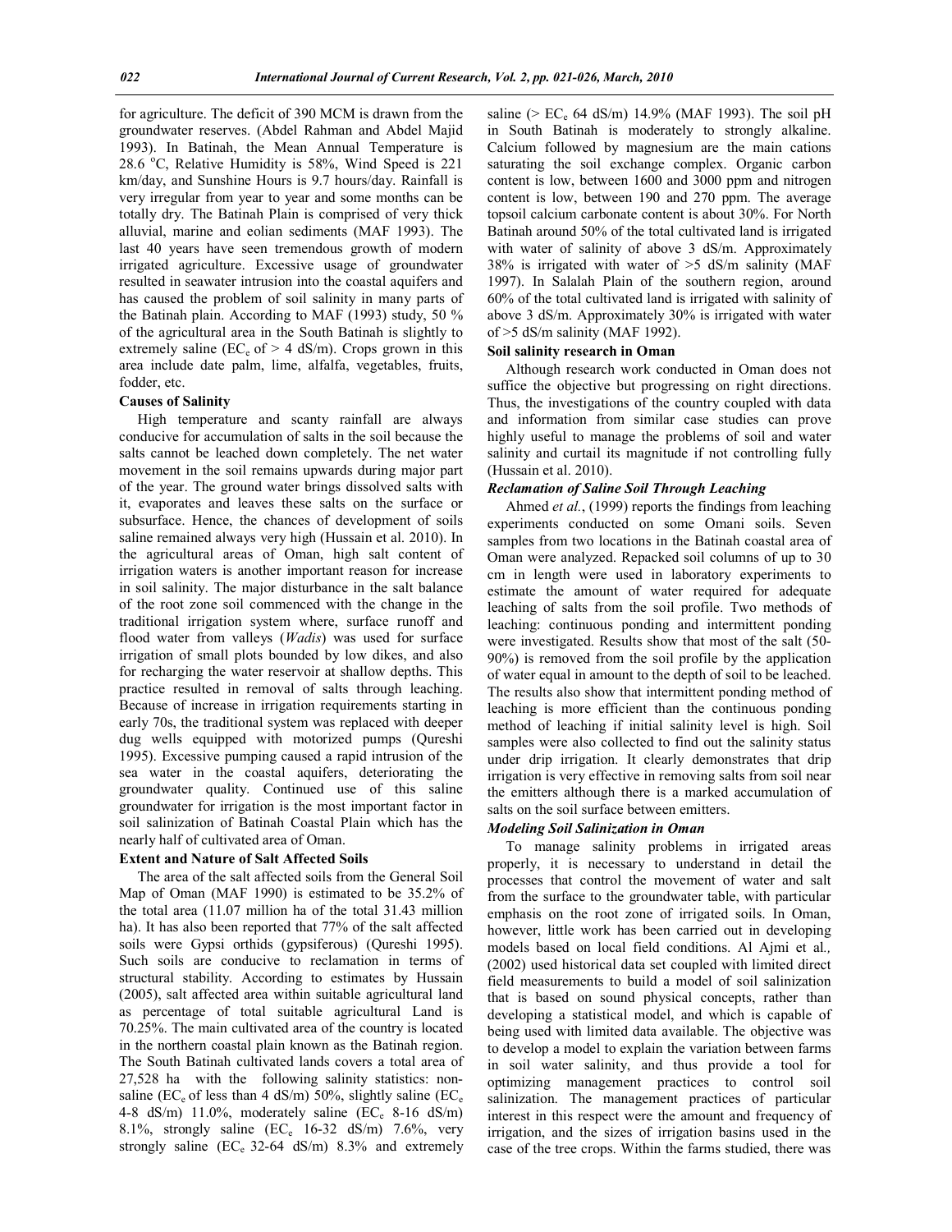for agriculture. The deficit of 390 MCM is drawn from the groundwater reserves. (Abdel Rahman and Abdel Majid 1993). In Batinah, the Mean Annual Temperature is 28.6 °C, Relative Humidity is 58%, Wind Speed is 221 km/day, and Sunshine Hours is 9.7 hours/day. Rainfall is very irregular from year to year and some months can be totally dry. The Batinah Plain is comprised of very thick alluvial, marine and eolian sediments (MAF 1993). The last 40 years have seen tremendous growth of modern irrigated agriculture. Excessive usage of groundwater resulted in seawater intrusion into the coastal aquifers and has caused the problem of soil salinity in many parts of the Batinah plain. According to MAF (1993) study, 50 % of the agricultural area in the South Batinah is slightly to extremely saline ($EC_e$ of > 4 dS/m). Crops grown in this area include date palm, lime, alfalfa, vegetables, fruits, fodder, etc.

### Causes of Salinity

High temperature and scanty rainfall are always conducive for accumulation of salts in the soil because the salts cannot be leached down completely. The net water movement in the soil remains upwards during major part of the year. The ground water brings dissolved salts with it, evaporates and leaves these salts on the surface or subsurface. Hence, the chances of development of soils saline remained always very high (Hussain et al. 2010). In the agricultural areas of Oman, high salt content of irrigation waters is another important reason for increase in soil salinity. The major disturbance in the salt balance of the root zone soil commenced with the change in the traditional irrigation system where, surface runoff and flood water from valleys (*Wadis*) was used for surface irrigation of small plots bounded by low dikes, and also for recharging the water reservoir at shallow depths. This practice resulted in removal of salts through leaching. Because of increase in irrigation requirements starting in early 70s, the traditional system was replaced with deeper dug wells equipped with motorized pumps (Qureshi 1995). Excessive pumping caused a rapid intrusion of the sea water in the coastal aquifers, deteriorating the groundwater quality. Continued use of this saline groundwater for irrigation is the most important factor in soil salinization of Batinah Coastal Plain which has the nearly half of cultivated area of Oman.

### Extent and Nature of Salt Affected Soils

The area of the salt affected soils from the General Soil Map of Oman (MAF 1990) is estimated to be 35.2% of the total area (11.07 million ha of the total 31.43 million ha). It has also been reported that 77% of the salt affected soils were Gypsi orthids (gypsiferous) (Qureshi 1995). Such soils are conducive to reclamation in terms of structural stability. According to estimates by Hussain (2005), salt affected area within suitable agricultural land as percentage of total suitable agricultural Land is 70.25%. The main cultivated area of the country is located in the northern coastal plain known as the Batinah region. The South Batinah cultivated lands covers a total area of 27,528 ha with the following salinity statistics: non-saline ($EC_e$ of less than 4 dS/m) 50%, slightly saline ($EC_e$ 4-8 dS/m) 11.0%, moderately saline ($EC_e$ 8-16 dS/m) 8.1%, strongly saline ($EC_e$ 16-32 dS/m) 7.6%, very strongly saline ($EC_e$ 32-64 dS/m) 8.3% and extremely saline (> $EC_e$ 64 dS/m) 14.9% (MAF 1993). The soil pH in South Batinah is moderately to strongly alkaline. Calcium followed by magnesium are the main cations saturating the soil exchange complex. Organic carbon content is low, between 1600 and 3000 ppm and nitrogen content is low, between 190 and 270 ppm. The average topsoil calcium carbonate content is about 30%. For North Batinah around 50% of the total cultivated land is irrigated with water of salinity of above 3 dS/m. Approximately 38% is irrigated with water of >5 dS/m salinity (MAF 1997). In Salalah Plain of the southern region, around 60% of the total cultivated land is irrigated with salinity of above 3 dS/m. Approximately 30% is irrigated with water of >5 dS/m salinity (MAF 1992).

### Soil salinity research in Oman

Although research work conducted in Oman does not suffice the objective but progressing on right directions. Thus, the investigations of the country coupled with data and information from similar case studies can prove highly useful to manage the problems of soil and water salinity and curtail its magnitude if not controlling fully (Hussain et al. 2010).

#### *Reclamation of Saline Soil Through Leaching*

Ahmed *et al.*, (1999) reports the findings from leaching experiments conducted on some Omani soils. Seven samples from two locations in the Batinah coastal area of Oman were analyzed. Repacked soil columns of up to 30 cm in length were used in laboratory experiments to estimate the amount of water required for adequate leaching of salts from the soil profile. Two methods of leaching: continuous ponding and intermittent ponding were investigated. Results show that most of the salt (50-90%) is removed from the soil profile by the application of water equal in amount to the depth of soil to be leached. The results also show that intermittent ponding method of leaching is more efficient than the continuous ponding method of leaching if initial salinity level is high. Soil samples were also collected to find out the salinity status under drip irrigation. It clearly demonstrates that drip irrigation is very effective in removing salts from soil near the emitters although there is a marked accumulation of salts on the soil surface between emitters.

#### *Modeling Soil Salinization in Oman*

To manage salinity problems in irrigated areas properly, it is necessary to understand in detail the processes that control the movement of water and salt from the surface to the groundwater table, with particular emphasis on the root zone of irrigated soils. In Oman, however, little work has been carried out in developing models based on local field conditions. Al Ajmi et al*.,* (2002) used historical data set coupled with limited direct field measurements to build a model of soil salinization that is based on sound physical concepts, rather than developing a statistical model, and which is capable of being used with limited data available. The objective was to develop a model to explain the variation between farms in soil water salinity, and thus provide a tool for optimizing management practices to control soil salinization. The management practices of particular interest in this respect were the amount and frequency of irrigation, and the sizes of irrigation basins used in the case of the tree crops. Within the farms studied, there was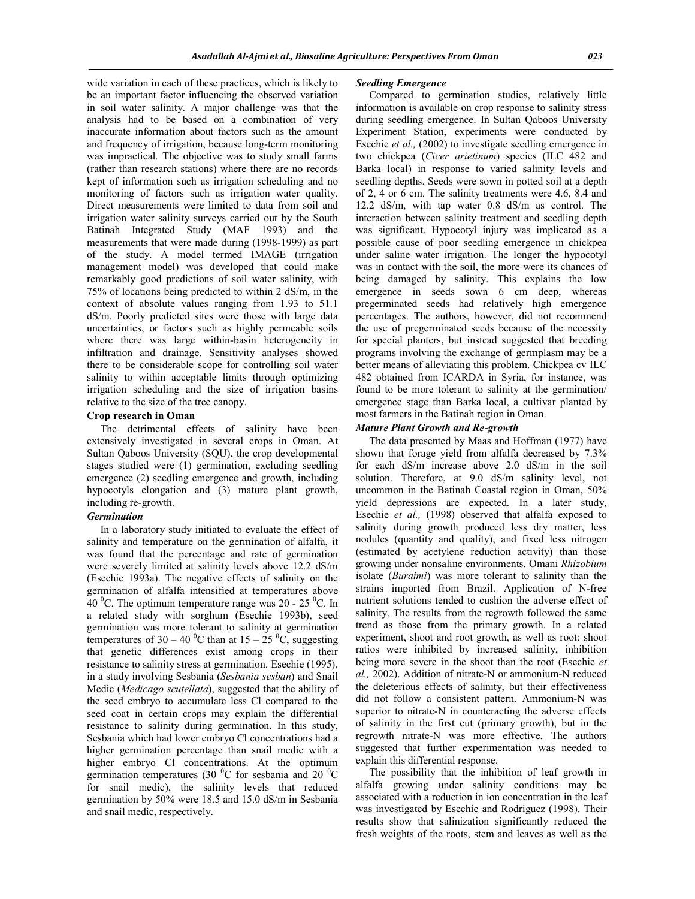wide variation in each of these practices, which is likely to be an important factor influencing the observed variation in soil water salinity. A major challenge was that the analysis had to be based on a combination of very inaccurate information about factors such as the amount and frequency of irrigation, because long-term monitoring was impractical. The objective was to study small farms (rather than research stations) where there are no records kept of information such as irrigation scheduling and no monitoring of factors such as irrigation water quality. Direct measurements were limited to data from soil and irrigation water salinity surveys carried out by the South Batinah Integrated Study (MAF 1993) and the measurements that were made during (1998-1999) as part of the study. A model termed IMAGE (irrigation management model) was developed that could make remarkably good predictions of soil water salinity, with 75% of locations being predicted to within 2 dS/m, in the context of absolute values ranging from 1.93 to 51.1 dS/m. Poorly predicted sites were those with large data uncertainties, or factors such as highly permeable soils where there was large within-basin heterogeneity in infiltration and drainage. Sensitivity analyses showed there to be considerable scope for controlling soil water salinity to within acceptable limits through optimizing irrigation scheduling and the size of irrigation basins relative to the size of the tree canopy.

## Crop research in Oman

The detrimental effects of salinity have been extensively investigated in several crops in Oman. At Sultan Qaboos University (SQU), the crop developmental stages studied were (1) germination, excluding seedling emergence (2) seedling emergence and growth, including hypocotyls elongation and (3) mature plant growth, including re-growth.

### *Germination*

In a laboratory study initiated to evaluate the effect of salinity and temperature on the germination of alfalfa, it was found that the percentage and rate of germination were severely limited at salinity levels above 12.2 dS/m (Esechie 1993a). The negative effects of salinity on the germination of alfalfa intensified at temperatures above 40 $^0$C. The optimum temperature range was 20 - 25 $^0$C. In a related study with sorghum (Esechie 1993b), seed germination was more tolerant to salinity at germination temperatures of 30 – 40 $^0$C than at 15 – 25 $^0$C, suggesting that genetic differences exist among crops in their resistance to salinity stress at germination. Esechie (1995), in a study involving Sesbania (*Sesbania sesban*) and Snail Medic (*Medicago scutellata*), suggested that the ability of the seed embryo to accumulate less Cl compared to the seed coat in certain crops may explain the differential resistance to salinity during germination. In this study, Sesbania which had lower embryo Cl concentrations had a higher germination percentage than snail medic with a higher embryo Cl concentrations. At the optimum germination temperatures (30 $^0$C for sesbania and 20 $^0$C for snail medic), the salinity levels that reduced germination by 50% were 18.5 and 15.0 dS/m in Sesbania and snail medic, respectively.

### *Seedling Emergence*

Compared to germination studies, relatively little information is available on crop response to salinity stress during seedling emergence. In Sultan Qaboos University Experiment Station, experiments were conducted by Esechie *et al.,* (2002) to investigate seedling emergence in two chickpea (*Cicer arietinum*) species (ILC 482 and Barka local) in response to varied salinity levels and seedling depths. Seeds were sown in potted soil at a depth of 2, 4 or 6 cm. The salinity treatments were 4.6, 8.4 and 12.2 dS/m, with tap water 0.8 dS/m as control. The interaction between salinity treatment and seedling depth was significant. Hypocotyl injury was implicated as a possible cause of poor seedling emergence in chickpea under saline water irrigation. The longer the hypocotyl was in contact with the soil, the more were its chances of being damaged by salinity. This explains the low emergence in seeds sown 6 cm deep, whereas pregerminated seeds had relatively high emergence percentages. The authors, however, did not recommend the use of pregerminated seeds because of the necessity for special planters, but instead suggested that breeding programs involving the exchange of germplasm may be a better means of alleviating this problem. Chickpea cv ILC 482 obtained from ICARDA in Syria, for instance, was found to be more tolerant to salinity at the germination/ emergence stage than Barka local, a cultivar planted by most farmers in the Batinah region in Oman.

### *Mature Plant Growth and Re-growth*

The data presented by Maas and Hoffman (1977) have shown that forage yield from alfalfa decreased by 7.3% for each dS/m increase above 2.0 dS/m in the soil solution. Therefore, at 9.0 dS/m salinity level, not uncommon in the Batinah Coastal region in Oman, 50% yield depressions are expected. In a later study, Esechie *et al.,* (1998) observed that alfalfa exposed to salinity during growth produced less dry matter, less nodules (quantity and quality), and fixed less nitrogen (estimated by acetylene reduction activity) than those growing under nonsaline environments. Omani *Rhizobium* isolate (*Buraimi*) was more tolerant to salinity than the strains imported from Brazil. Application of N-free nutrient solutions tended to cushion the adverse effect of salinity. The results from the regrowth followed the same trend as those from the primary growth. In a related experiment, shoot and root growth, as well as root: shoot ratios were inhibited by increased salinity, inhibition being more severe in the shoot than the root (Esechie *et al.,* 2002). Addition of nitrate-N or ammonium-N reduced the deleterious effects of salinity, but their effectiveness did not follow a consistent pattern. Ammonium-N was superior to nitrate-N in counteracting the adverse effects of salinity in the first cut (primary growth), but in the regrowth nitrate-N was more effective. The authors suggested that further experimentation was needed to explain this differential response.

The possibility that the inhibition of leaf growth in alfalfa growing under salinity conditions may be associated with a reduction in ion concentration in the leaf was investigated by Esechie and Rodriguez (1998). Their results show that salinization significantly reduced the fresh weights of the roots, stem and leaves as well as the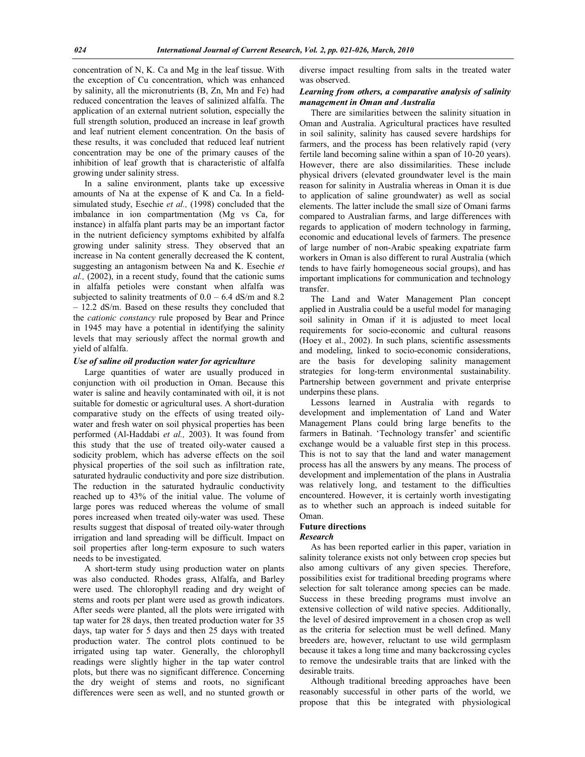concentration of N, K. Ca and Mg in the leaf tissue. With the exception of Cu concentration, which was enhanced by salinity, all the micronutrients (B, Zn, Mn and Fe) had reduced concentration the leaves of salinized alfalfa. The application of an external nutrient solution, especially the full strength solution, produced an increase in leaf growth and leaf nutrient element concentration. On the basis of these results, it was concluded that reduced leaf nutrient concentration may be one of the primary causes of the inhibition of leaf growth that is characteristic of alfalfa growing under salinity stress.

In a saline environment, plants take up excessive amounts of Na at the expense of K and Ca. In a field-simulated study, Esechie *et al.,* (1998) concluded that the imbalance in ion compartmentation (Mg vs Ca, for instance) in alfalfa plant parts may be an important factor in the nutrient deficiency symptoms exhibited by alfalfa growing under salinity stress. They observed that an increase in Na content generally decreased the K content, suggesting an antagonism between Na and K. Esechie *et al.,* (2002), in a recent study, found that the cationic sums in alfalfa petioles were constant when alfalfa was subjected to salinity treatments of 0.0 – 6.4 dS/m and 8.2 – 12.2 dS/m. Based on these results they concluded that the *cationic constancy* rule proposed by Bear and Prince in 1945 may have a potential in identifying the salinity levels that may seriously affect the normal growth and yield of alfalfa.

### *Use of saline oil production water for agriculture*

Large quantities of water are usually produced in conjunction with oil production in Oman. Because this water is saline and heavily contaminated with oil, it is not suitable for domestic or agricultural uses. A short-duration comparative study on the effects of using treated oily-water and fresh water on soil physical properties has been performed (Al-Haddabi *et al.,* 2003). It was found from this study that the use of treated oily-water caused a sodicity problem, which has adverse effects on the soil physical properties of the soil such as infiltration rate, saturated hydraulic conductivity and pore size distribution. The reduction in the saturated hydraulic conductivity reached up to 43% of the initial value. The volume of large pores was reduced whereas the volume of small pores increased when treated oily-water was used. These results suggest that disposal of treated oily-water through irrigation and land spreading will be difficult. Impact on soil properties after long-term exposure to such waters needs to be investigated.

A short-term study using production water on plants was also conducted. Rhodes grass, Alfalfa, and Barley were used. The chlorophyll reading and dry weight of stems and roots per plant were used as growth indicators. After seeds were planted, all the plots were irrigated with tap water for 28 days, then treated production water for 35 days, tap water for 5 days and then 25 days with treated production water. The control plots continued to be irrigated using tap water. Generally, the chlorophyll readings were slightly higher in the tap water control plots, but there was no significant difference. Concerning the dry weight of stems and roots, no significant differences were seen as well, and no stunted growth or diverse impact resulting from salts in the treated water was observed.

### *Learning from others, a comparative analysis of salinity management in Oman and Australia*

There are similarities between the salinity situation in Oman and Australia. Agricultural practices have resulted in soil salinity, salinity has caused severe hardships for farmers, and the process has been relatively rapid (very fertile land becoming saline within a span of 10-20 years). However, there are also dissimilarities. These include physical drivers (elevated groundwater level is the main reason for salinity in Australia whereas in Oman it is due to application of saline groundwater) as well as social elements. The latter include the small size of Omani farms compared to Australian farms, and large differences with regards to application of modern technology in farming, economic and educational levels of farmers. The presence of large number of non-Arabic speaking expatriate farm workers in Oman is also different to rural Australia (which tends to have fairly homogeneous social groups), and has important implications for communication and technology transfer.

The Land and Water Management Plan concept applied in Australia could be a useful model for managing soil salinity in Oman if it is adjusted to meet local requirements for socio-economic and cultural reasons (Hoey et al., 2002). In such plans, scientific assessments and modeling, linked to socio-economic considerations, are the basis for developing salinity management strategies for long-term environmental sustainability. Partnership between government and private enterprise underpins these plans.

Lessons learned in Australia with regards to development and implementation of Land and Water Management Plans could bring large benefits to the farmers in Batinah. 'Technology transfer' and scientific exchange would be a valuable first step in this process. This is not to say that the land and water management process has all the answers by any means. The process of development and implementation of the plans in Australia was relatively long, and testament to the difficulties encountered. However, it is certainly worth investigating as to whether such an approach is indeed suitable for Oman.

## Future directions

### *Research*

As has been reported earlier in this paper, variation in salinity tolerance exists not only between crop species but also among cultivars of any given species. Therefore, possibilities exist for traditional breeding programs where selection for salt tolerance among species can be made. Success in these breeding programs must involve an extensive collection of wild native species. Additionally, the level of desired improvement in a chosen crop as well as the criteria for selection must be well defined. Many breeders are, however, reluctant to use wild germplasm because it takes a long time and many backcrossing cycles to remove the undesirable traits that are linked with the desirable traits.

Although traditional breeding approaches have been reasonably successful in other parts of the world, we propose that this be integrated with physiological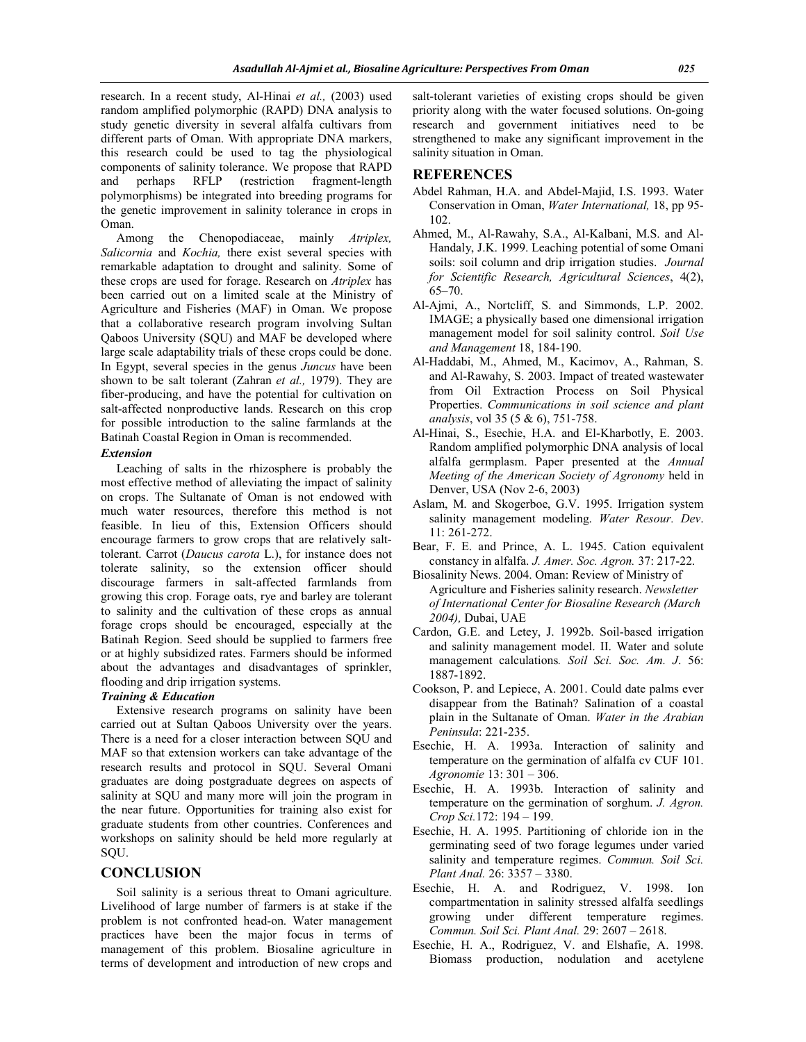research. In a recent study, Al-Hinai *et al.,* (2003) used random amplified polymorphic (RAPD) DNA analysis to study genetic diversity in several alfalfa cultivars from different parts of Oman. With appropriate DNA markers, this research could be used to tag the physiological components of salinity tolerance. We propose that RAPD and perhaps RFLP (restriction fragment-length polymorphisms) be integrated into breeding programs for the genetic improvement in salinity tolerance in crops in Oman.

Among the Chenopodiaceae, mainly *Atriplex, Salicornia* and *Kochia,* there exist several species with remarkable adaptation to drought and salinity. Some of these crops are used for forage. Research on *Atriplex* has been carried out on a limited scale at the Ministry of Agriculture and Fisheries (MAF) in Oman. We propose that a collaborative research program involving Sultan Qaboos University (SQU) and MAF be developed where large scale adaptability trials of these crops could be done. In Egypt, several species in the genus *Juncus* have been shown to be salt tolerant (Zahran *et al.,* 1979). They are fiber-producing, and have the potential for cultivation on salt-affected nonproductive lands. Research on this crop for possible introduction to the saline farmlands at the Batinah Coastal Region in Oman is recommended.

### *Extension*

Leaching of salts in the rhizosphere is probably the most effective method of alleviating the impact of salinity on crops. The Sultanate of Oman is not endowed with much water resources, therefore this method is not feasible. In lieu of this, Extension Officers should encourage farmers to grow crops that are relatively salt-tolerant. Carrot (*Daucus carota* L.), for instance does not tolerate salinity, so the extension officer should discourage farmers in salt-affected farmlands from growing this crop. Forage oats, rye and barley are tolerant to salinity and the cultivation of these crops as annual forage crops should be encouraged, especially at the Batinah Region. Seed should be supplied to farmers free or at highly subsidized rates. Farmers should be informed about the advantages and disadvantages of sprinkler, flooding and drip irrigation systems.

### *Training & Education*

Extensive research programs on salinity have been carried out at Sultan Qaboos University over the years. There is a need for a closer interaction between SQU and MAF so that extension workers can take advantage of the research results and protocol in SQU. Several Omani graduates are doing postgraduate degrees on aspects of salinity at SQU and many more will join the program in the near future. Opportunities for training also exist for graduate students from other countries. Conferences and workshops on salinity should be held more regularly at SQU.

## CONCLUSION

Soil salinity is a serious threat to Omani agriculture. Livelihood of large number of farmers is at stake if the problem is not confronted head-on. Water management practices have been the major focus in terms of management of this problem. Biosaline agriculture in terms of development and introduction of new crops and salt-tolerant varieties of existing crops should be given priority along with the water focused solutions. On-going research and government initiatives need to be strengthened to make any significant improvement in the salinity situation in Oman.

## REFERENCES

Abdel Rahman, H.A. and Abdel-Majid, I.S. 1993. Water Conservation in Oman, *Water International,* 18, pp 95-102.

Ahmed, M., Al-Rawahy, S.A., Al-Kalbani, M.S. and Al-Handaly, J.K. 1999. Leaching potential of some Omani soils: soil column and drip irrigation studies. *Journal for Scientific Research, Agricultural Sciences*, 4(2), 65–70.

Al-Ajmi, A., Nortcliff, S. and Simmonds, L.P. 2002. IMAGE; a physically based one dimensional irrigation management model for soil salinity control. *Soil Use and Management* 18, 184-190.

Al-Haddabi, M., Ahmed, M., Kacimov, A., Rahman, S. and Al-Rawahy, S. 2003. Impact of treated wastewater from Oil Extraction Process on Soil Physical Properties. *Communications in soil science and plant analysis*, vol 35 (5 & 6), 751-758.

Al-Hinai, S., Esechie, H.A. and El-Kharbotly, E. 2003. Random amplified polymorphic DNA analysis of local alfalfa germplasm. Paper presented at the *Annual Meeting of the American Society of Agronomy* held in Denver, USA (Nov 2-6, 2003)

Aslam, M. and Skogerboe, G.V. 1995. Irrigation system salinity management modeling. *Water Resour. Dev*. 11: 261-272.

Bear, F. E. and Prince, A. L. 1945. Cation equivalent constancy in alfalfa. *J. Amer. Soc. Agron.* 37: 217-22.

Biosalinity News. 2004. Oman: Review of Ministry of Agriculture and Fisheries salinity research. *Newsletter of International Center for Biosaline Research (March 2004),* Dubai, UAE

Cardon, G.E. and Letey, J. 1992b. Soil-based irrigation and salinity management model. II. Water and solute management calculations*. Soil Sci. Soc. Am. J*. 56: 1887-1892.

Cookson, P. and Lepiece, A. 2001. Could date palms ever disappear from the Batinah? Salination of a coastal plain in the Sultanate of Oman. *Water in the Arabian Peninsula*: 221-235.

Esechie, H. A. 1993a. Interaction of salinity and temperature on the germination of alfalfa cv CUF 101. *Agronomie* 13: 301 – 306.

Esechie, H. A. 1993b. Interaction of salinity and temperature on the germination of sorghum. *J. Agron. Crop Sci.*172: 194 – 199.

Esechie, H. A. 1995. Partitioning of chloride ion in the germinating seed of two forage legumes under varied salinity and temperature regimes. *Commun. Soil Sci. Plant Anal.* 26: 3357 – 3380.

Esechie, H. A. and Rodriguez, V. 1998. Ion compartmentation in salinity stressed alfalfa seedlings growing under different temperature regimes. *Commun. Soil Sci. Plant Anal.* 29: 2607 – 2618.

Esechie, H. A., Rodriguez, V. and Elshafie, A. 1998. Biomass production, nodulation and acetylene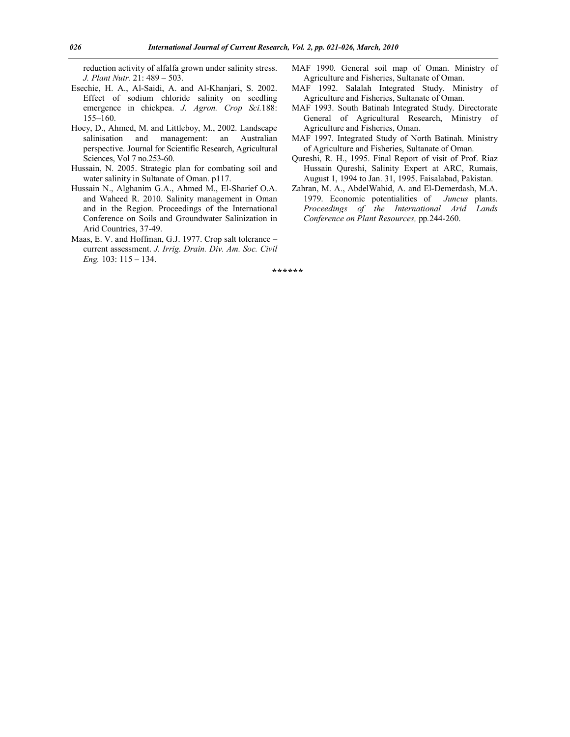reduction activity of alfalfa grown under salinity stress. *J. Plant Nutr.* 21: 489 – 503.

Esechie, H. A., Al-Saidi, A. and Al-Khanjari, S. 2002. Effect of sodium chloride salinity on seedling emergence in chickpea. *J. Agron. Crop Sci.*188: 155–160.

Hoey, D., Ahmed, M. and Littleboy, M., 2002. Landscape salinisation and management: an Australian perspective. Journal for Scientific Research, Agricultural Sciences, Vol 7 no.253-60.

Hussain, N. 2005. Strategic plan for combating soil and water salinity in Sultanate of Oman. p117.

Hussain N., Alghanim G.A., Ahmed M., El-Sharief O.A. and Waheed R. 2010. Salinity management in Oman and in the Region. Proceedings of the International Conference on Soils and Groundwater Salinization in Arid Countries, 37-49.

Maas, E. V. and Hoffman, G.J. 1977. Crop salt tolerance – current assessment. *J. Irrig. Drain. Div. Am. Soc. Civil Eng.* 103: 115 – 134.

MAF 1990. General soil map of Oman. Ministry of Agriculture and Fisheries, Sultanate of Oman.

MAF 1992. Salalah Integrated Study. Ministry of Agriculture and Fisheries, Sultanate of Oman.

MAF 1993. South Batinah Integrated Study. Directorate General of Agricultural Research, Ministry of Agriculture and Fisheries, Oman.

MAF 1997. Integrated Study of North Batinah. Ministry of Agriculture and Fisheries, Sultanate of Oman.

Qureshi, R. H., 1995. Final Report of visit of Prof. Riaz Hussain Qureshi, Salinity Expert at ARC, Rumais, August 1, 1994 to Jan. 31, 1995. Faisalabad, Pakistan.

Zahran, M. A., AbdelWahid, A. and El-Demerdash, M.A. 1979. Economic potentialities of *Juncus* plants. *Proceedings of the International Arid Lands Conference on Plant Resources,* pp.244-260.

******